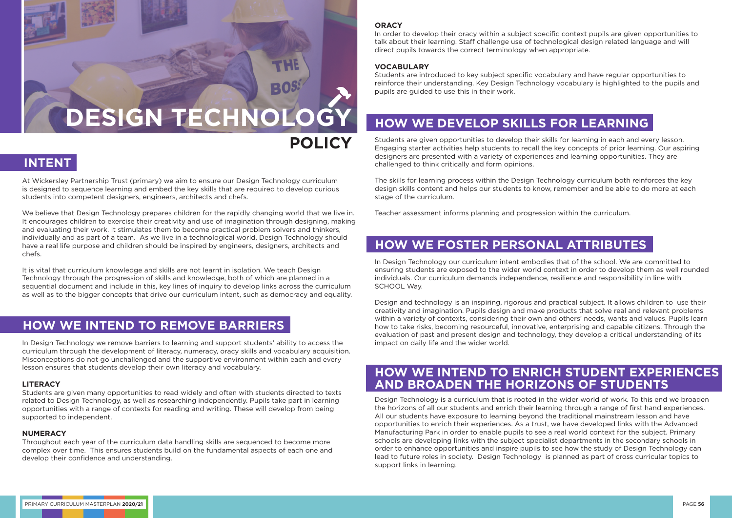# DESIGN TECHNOLOGY POLICY

## INTENT

At Wickersley Partnership Trust (primary) we aim to ensure our Design Technology curriculum is designed to sequence learning and embed the key skills that are required to develop curious students into competent designers, engineers, architects and chefs.

We believe that Design Technology prepares children for the rapidly changing world that we live in. It encourages children to exercise their creativity and use of imagination through designing, making and evaluating their work. It stimulates them to become practical problem solvers and thinkers, individually and as part of a team. As we live in a technological world, Design Technology should have a real life purpose and children should be inspired by engineers, designers, architects and chefs.

It is vital that curriculum knowledge and skills are not learnt in isolation. We teach Design Technology through the progression of skills and knowledge, both of which are planned in a sequential document and include in this, key lines of inquiry to develop links across the curriculum as well as to the bigger concepts that drive our curriculum intent, such as democracy and equality.

## HOW WE INTEND TO REMOVE BARRIERS

In Design Technology we remove barriers to learning and support students' ability to access the curriculum through the development of literacy, numeracy, oracy skills and vocabulary acquisition. Misconceptions do not go unchallenged and the supportive environment within each and every lesson ensures that students develop their own literacy and vocabulary.

### LITERACY

Students are given many opportunities to read widely and often with students directed to texts related to Design Technology, as well as researching independently. Pupils take part in learning opportunities with a range of contexts for reading and writing. These will develop from being supported to independent.

### NUMERACY

Throughout each year of the curriculum data handling skills are sequenced to become more complex over time. This ensures students build on the fundamental aspects of each one and develop their confidence and understanding.

### ORACY

In order to develop their oracy within a subject specific context pupils are given opportunities to talk about their learning. Staff challenge use of technological design related language and will direct pupils towards the correct terminology when appropriate.

### VOCABULARY

Students are introduced to key subject specific vocabulary and have regular opportunities to reinforce their understanding. Key Design Technology vocabulary is highlighted to the pupils and pupils are guided to use this in their work.

## HOW WE DEVELOP SKILLS FOR LEARNING

Students are given opportunities to develop their skills for learning in each and every lesson. Engaging starter activities help students to recall the key concepts of prior learning. Our aspiring designers are presented with a variety of experiences and learning opportunities. They are challenged to think critically and form opinions.

The skills for learning process within the Design Technology curriculum both reinforces the key design skills content and helps our students to know, remember and be able to do more at each stage of the curriculum.

Teacher assessment informs planning and progression within the curriculum.

## HOW WE FOSTER PERSONAL ATTRIBUTES

In Design Technology our curriculum intent embodies that of the school. We are committed to ensuring students are exposed to the wider world context in order to develop them as well rounded individuals. Our curriculum demands independence, resilience and responsibility in line with SCHOOL Way.

Design and technology is an inspiring, rigorous and practical subject. It allows children to use their creativity and imagination. Pupils design and make products that solve real and relevant problems within a variety of contexts, considering their own and others' needs, wants and values. Pupils learn how to take risks, becoming resourceful, innovative, enterprising and capable citizens. Through the evaluation of past and present design and technology, they develop a critical understanding of its impact on daily life and the wider world.

## HOW WE INTEND TO ENRICH STUDENT EXPERIENCES AND BROADEN THE HORIZONS OF STUDENTS

Design Technology is a curriculum that is rooted in the wider world of work. To this end we broaden the horizons of all our students and enrich their learning through a range of first hand experiences. All our students have exposure to learning beyond the traditional mainstream lesson and have opportunities to enrich their experiences. As a trust, we have developed links with the Advanced Manufacturing Park in order to enable pupils to see a real world context for the subject. Primary schools are developing links with the subject specialist departments in the secondary schools in order to enhance opportunities and inspire pupils to see how the study of Design Technology can lead to future roles in society. Design Technology is planned as part of cross curricular topics to support links in learning.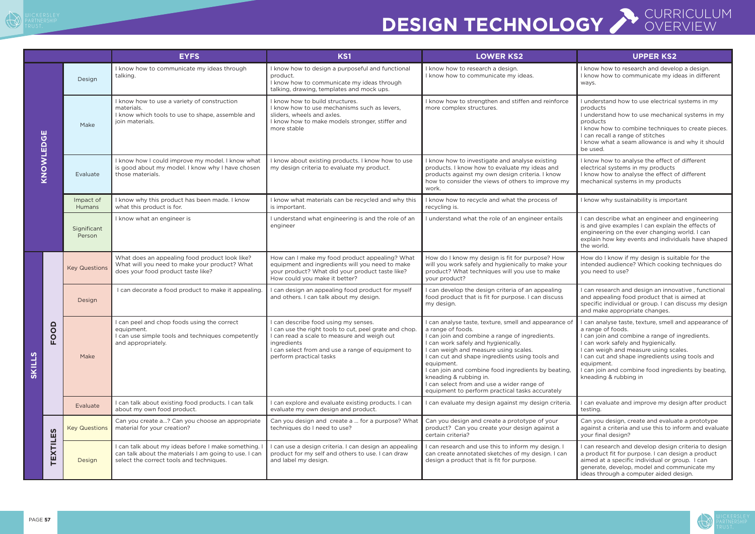# DESIGN TECHNOLOGY CURRICULUM OVERVIEW

| | | | EYFS | KS1 | LOWER KS2 | UPPER KS2 |
|---|---|---|---|---|---|---|
| KNOWLEDGE | | Design | I know how to communicate my ideas through talking. | I know how to design a purposeful and functional product. I know how to communicate my ideas through talking, drawing, templates and mock ups. | I know how to research a design. I know how to communicate my ideas. | I know how to research and develop a design. I know how to communicate my ideas in different ways. |
| | | Make | I know how to use a variety of construction materials. I know which tools to use to shape, assemble and join materials. | I know how to build structures. I know how to use mechanisms such as levers, sliders, wheels and axles. I know how to make models stronger, stiffer and more stable | I know how to strengthen and stiffen and reinforce more complex structures. | I understand how to use electrical systems in my products I understand how to use mechanical systems in my products I know how to combine techniques to create pieces. I can recall a range of stitches I know what a seam allowance is and why it should be used. |
| | | Evaluate | I know how I could improve my model. I know what is good about my model. I know why I have chosen those materials. | I know about existing products. I know how to use my design criteria to evaluate my product. | I know how to investigate and analyse existing products. I know how to evaluate my ideas and products against my own design criteria. I know how to consider the views of others to improve my work. | I know how to analyse the effect of different electrical systems in my products I know how to analyse the effect of different mechanical systems in my products |
| | | Impact of Humans | I know why this product has been made. I know what this product is for. | I know what materials can be recycled and why this is important. | I know how to recycle and what the process of recycling is. | I know why sustainability is important |
| | | Significant Person | I know what an engineer is | I understand what engineering is and the role of an engineer | I understand what the role of an engineer entails | I can describe what an engineer and engineering is and give examples I can explain the effects of engineering on the ever changing world. I can explain how key events and individuals have shaped the world. |
| SKILLS | FOOD | Key Questions | What does an appealing food product look like? What will you need to make your product? What does your food product taste like? | How can I make my food product appealing? What equipment and ingredients will you need to make your product? What did your product taste like? How could you make it better? | How do I know my design is fit for purpose? How will you work safely and hygienically to make your product? What techniques will you use to make your product? | How do I know if my design is suitable for the intended audience? Which cooking techniques do you need to use? |
| | | Design | I can decorate a food product to make it appealing. | I can design an appealing food product for myself and others. I can talk about my design. | I can develop the design criteria of an appealing food product that is fit for purpose. I can discuss my design. | I can research and design an innovative , functional and appealing food product that is aimed at specific individual or group. I can discuss my design and make appropriate changes. |
| | | Make | I can peel and chop foods using the correct equipment. I can use simple tools and techniques competently and appropriately. | I can describe food using my senses. I can use the right tools to cut, peel grate and chop. I can read a scale to measure and weigh out ingredients I can select from and use a range of equipment to perform practical tasks | I can analyse taste, texture, smell and appearance of a range of foods. I can join and combine a range of ingredients. I can work safely and hygienically. I can weigh and measure using scales. I can cut and shape ingredients using tools and equipment. I can join and combine food ingredients by beating, kneading & rubbing in. I can select from and use a wider range of equipment to perform practical tasks accurately | I can analyse taste, texture, smell and appearance of a range of foods. I can join and combine a range of ingredients. I can work safely and hygienically. I can weigh and measure using scales. I can cut and shape ingredients using tools and equipment. I can join and combine food ingredients by beating, kneading & rubbing in |
| | | Evaluate | I can talk about existing food products. I can talk about my own food product. | I can explore and evaluate existing products. I can evaluate my own design and product. | I can evaluate my design against my design criteria. | I can evaluate and improve my design after product testing. |
| | TEXTILES | Key Questions | Can you create a...? Can you choose an appropriate material for your creation? | Can you design and create a ... for a purpose? What techniques do I need to use? | Can you design and create a prototype of your product? Can you create your design against a certain criteria? | Can you design, create and evaluate a prototype against a criteria and use this to inform and evaluate your final design? |
| | | Design | I can talk about my ideas before I make something. I can talk about the materials I am going to use. I can select the correct tools and techniques. | I can use a design criteria. I can design an appealing product for my self and others to use. I can draw and label my design. | I can research and use this to inform my design. I can create annotated sketches of my design. I can design a product that is fit for purpose. | I can research and develop design criteria to design a product fit for purpose. I can design a product aimed at a specific individual or group. I can generate, develop, model and communicate my ideas through a computer aided design. |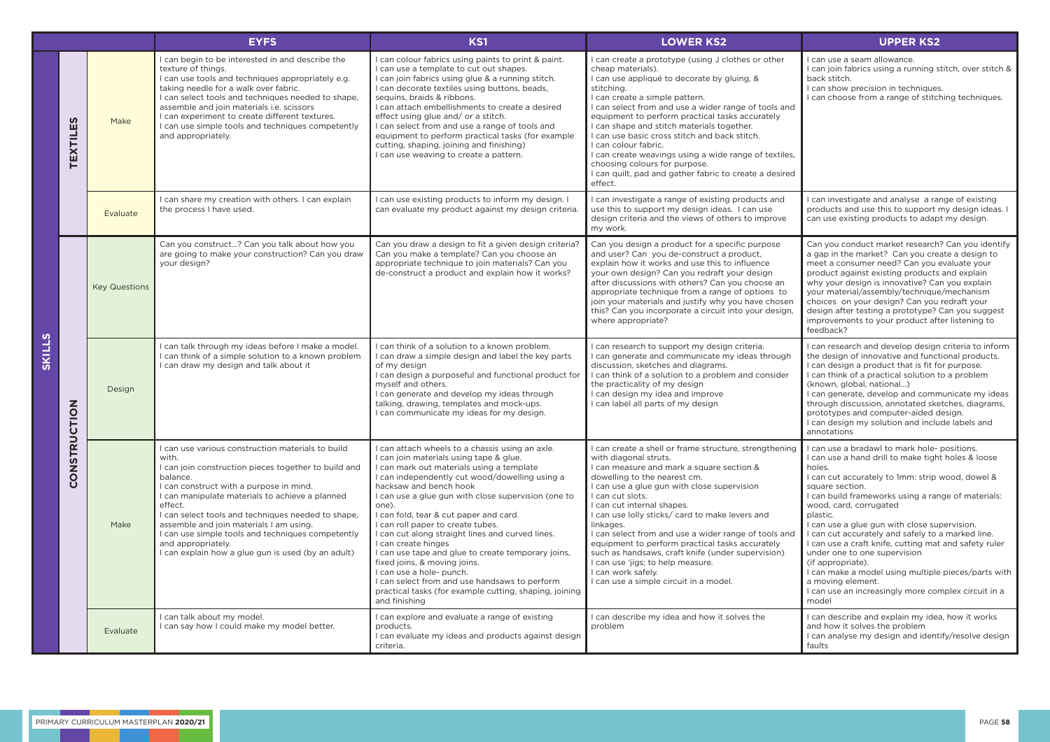| | | | EYFS | KS1 | LOWER KS2 | UPPER KS2 |
|---|---|---|---|---|---|---|
| SKILLS | TEXTILES | Make | I can begin to be interested in and describe the texture of things.<br>I can use tools and techniques appropriately e.g. taking needle for a walk over fabric.<br>I can select tools and techniques needed to shape, assemble and join materials i.e. scissors<br>I can experiment to create different textures.<br>I can use simple tools and techniques competently and appropriately. | I can colour fabrics using paints to print & paint.<br>I can use a template to cut out shapes.<br>I can join fabrics using glue & a running stitch.<br>I can decorate textiles using buttons, beads, sequins, braids & ribbons.<br>I can attach embellishments to create a desired effect using glue and/ or a stitch.<br>I can select from and use a range of tools and equipment to perform practical tasks (for example cutting, shaping, joining and finishing)<br>I can use weaving to create a pattern. | I can create a prototype (using J clothes or other cheap materials).<br>I can use appliqué to decorate by gluing, & stitching.<br>I can create a simple pattern.<br>I can select from and use a wider range of tools and equipment to perform practical tasks accurately<br>I can shape and stitch materials together.<br>I can use basic cross stitch and back stitch.<br>I can colour fabric.<br>I can create weavings using a wide range of textiles, choosing colours for purpose.<br>I can quilt, pad and gather fabric to create a desired effect. | I can use a seam allowance.<br>I can join fabrics using a running stitch, over stitch & back stitch.<br>I can show precision in techniques.<br>I can choose from a range of stitching techniques. |
| | | Evaluate | I can share my creation with others. I can explain the process I have used. | I can use existing products to inform my design. I can evaluate my product against my design criteria. | I can investigate a range of existing products and use this to support my design ideas. I can use design criteria and the views of others to improve my work. | I can investigate and analyse a range of existing products and use this to support my design ideas. I can use existing products to adapt my design. |
| | CONSTRUCTION | Key Questions | Can you construct...? Can you talk about how you are going to make your construction? Can you draw your design? | Can you draw a design to fit a given design criteria? Can you make a template? Can you choose an appropriate technique to join materials? Can you de-construct a product and explain how it works? | Can you design a product for a specific purpose and user? Can you de-construct a product, explain how it works and use this to influence your own design? Can you redraft your design after discussions with others? Can you choose an appropriate technique from a range of options to join your materials and justify why you have chosen this? Can you incorporate a circuit into your design, where appropriate? | Can you conduct market research? Can you identify a gap in the market? Can you create a design to meet a consumer need? Can you evaluate your product against existing products and explain why your design is innovative? Can you explain your material/assembly/technique/mechanism choices on your design? Can you redraft your design after testing a prototype? Can you suggest improvements to your product after listening to feedback? |
| | | Design | I can talk through my ideas before I make a model.<br>I can think of a simple solution to a known problem<br>I can draw my design and talk about it | I can think of a solution to a known problem.<br>I can draw a simple design and label the key parts of my design<br>I can design a purposeful and functional product for myself and others.<br>I can generate and develop my ideas through talking, drawing, templates and mock-ups.<br>I can communicate my ideas for my design. | I can research to support my design criteria.<br>I can generate and communicate my ideas through discussion, sketches and diagrams.<br>I can think of a solution to a problem and consider the practicality of my design<br>I can design my idea and improve<br>I can label all parts of my design | I can research and develop design criteria to inform the design of innovative and functional products.<br>I can design a product that is fit for purpose.<br>I can think of a practical solution to a problem (known, global, national...)<br>I can generate, develop and communicate my ideas through discussion, annotated sketches, diagrams, prototypes and computer-aided design.<br>I can design my solution and include labels and annotations |
| | | Make | I can use various construction materials to build with.<br>I can join construction pieces together to build and balance.<br>I can construct with a purpose in mind.<br>I can manipulate materials to achieve a planned effect.<br>I can select tools and techniques needed to shape, assemble and join materials I am using.<br>I can use simple tools and techniques competently and appropriately.<br>I can explain how a glue gun is used (by an adult) | I can attach wheels to a chassis using an axle.<br>I can join materials using tape & glue.<br>I can mark out materials using a template<br>I can independently cut wood/dowelling using a hacksaw and bench hook<br>I can use a glue gun with close supervision (one to one).<br>I can fold, tear & cut paper and card.<br>I can roll paper to create tubes.<br>I can cut along straight lines and curved lines.<br>I can create hinges<br>I can use tape and glue to create temporary joins, fixed joins, & moving joins.<br>I can use a hole- punch.<br>I can select from and use handsaws to perform practical tasks (for example cutting, shaping, joining and finishing | I can create a shell or frame structure, strengthening with diagonal struts.<br>I can measure and mark a square section & dowelling to the nearest cm.<br>I can use a glue gun with close supervision<br>I can cut slots.<br>I can cut internal shapes.<br>I can use lolly sticks/ card to make levers and linkages.<br>I can select from and use a wider range of tools and equipment to perform practical tasks accurately such as handsaws, craft knife (under supervision)<br>I can use 'jigs; to help measure.<br>I can work safely.<br>I can use a simple circuit in a model. | I can use a bradawl to mark hole- positions.<br>I can use a hand drill to make tight holes & loose holes.<br>I can cut accurately to 1mm: strip wood, dowel & square section.<br>I can build frameworks using a range of materials: wood, card, corrugated plastic.<br>I can use a glue gun with close supervision.<br>I can cut accurately and safely to a marked line.<br>I can use a craft knife, cutting mat and safety ruler under one to one supervision (if appropriate).<br>I can make a model using multiple pieces/parts with a moving element.<br>I can use an increasingly more complex circuit in a model |
| | | Evaluate | I can talk about my model.<br>I can say how I could make my model better. | I can explore and evaluate a range of existing products.<br>I can evaluate my ideas and products against design criteria. | I can describe my idea and how it solves the problem | I can describe and explain my idea, how it works and how it solves the problem<br>I can analyse my design and identify/resolve design faults |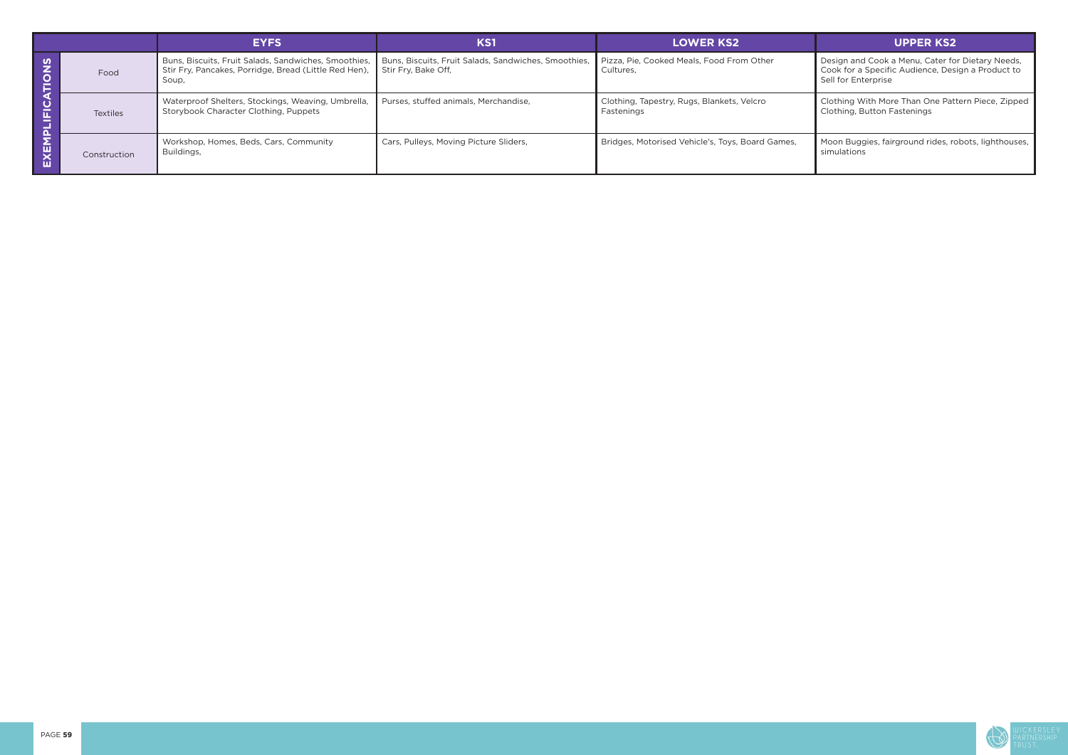| | | EYFS | KS1 | LOWER KS2 | UPPER KS2 |
|---|---|---|---|---|---|
| EXEMPLIFICATIONS | Food | Buns, Biscuits, Fruit Salads, Sandwiches, Smoothies, Stir Fry, Pancakes, Porridge, Bread (Little Red Hen), Soup, | Buns, Biscuits, Fruit Salads, Sandwiches, Smoothies, Stir Fry, Bake Off, | Pizza, Pie, Cooked Meals, Food From Other Cultures, | Design and Cook a Menu, Cater for Dietary Needs, Cook for a Specific Audience, Design a Product to Sell for Enterprise |
| | Textiles | Waterproof Shelters, Stockings, Weaving, Umbrella, Storybook Character Clothing, Puppets | Purses, stuffed animals, Merchandise, | Clothing, Tapestry, Rugs, Blankets, Velcro Fastenings | Clothing With More Than One Pattern Piece, Zipped Clothing, Button Fastenings |
| | Construction | Workshop, Homes, Beds, Cars, Community Buildings, | Cars, Pulleys, Moving Picture Sliders, | Bridges, Motorised Vehicle's, Toys, Board Games, | Moon Buggies, fairground rides, robots, lighthouses, simulations |